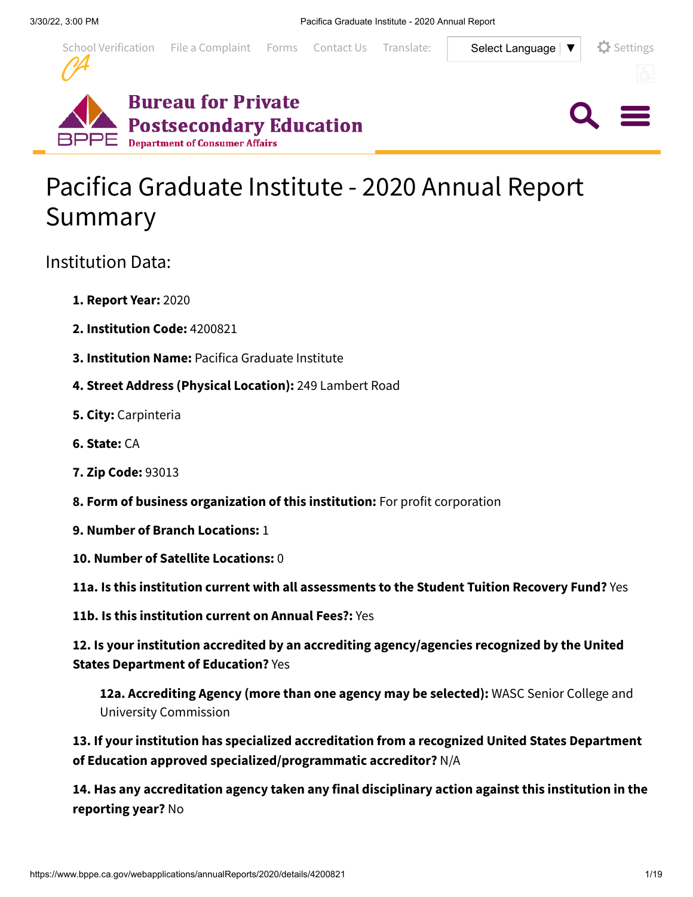# Pacifica Graduate Institute - 2020 Annual Report Summary

## Institution Data:

1. **Report Year:** 2020

2. **Institution Code:** 4200821

3. **Institution Name:** Pacifica Graduate Institute

4. **Street Address (Physical Location):** 249 Lambert Road

5. **City:** Carpinteria

6. **State:** CA

7. **Zip Code:** 93013

8. **Form of business organization of this institution:** For profit corporation

9. **Number of Branch Locations:** 1

10. **Number of Satellite Locations:** 0

**11a. Is this institution current with all assessments to the Student Tuition Recovery Fund?** Yes

**11b. Is this institution current on Annual Fees?:** Yes

**12. Is your institution accredited by an accrediting agency/agencies recognized by the United States Department of Education?** Yes

> **12a. Accrediting Agency (more than one agency may be selected):** WASC Senior College and University Commission

**13. If your institution has specialized accreditation from a recognized United States Department of Education approved specialized/programmatic accreditor?** N/A

**14. Has any accreditation agency taken any final disciplinary action against this institution in the reporting year?** No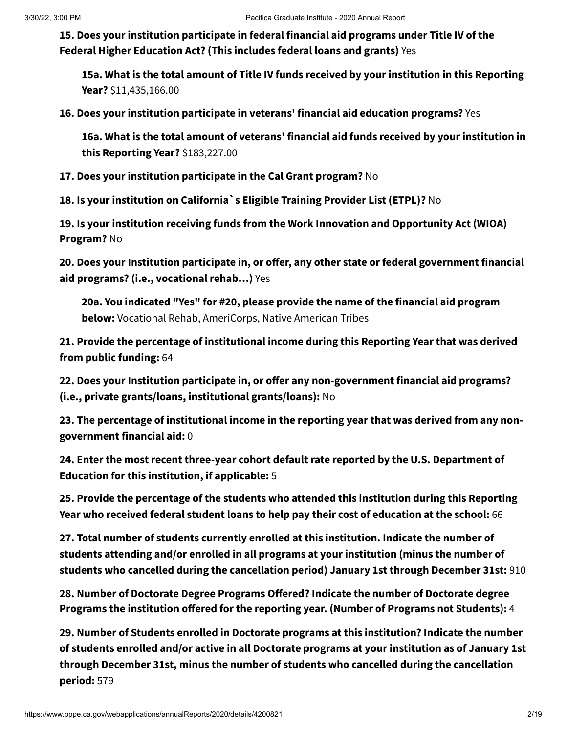**15. Does your institution participate in federal financial aid programs under Title IV of the Federal Higher Education Act? (This includes federal loans and grants)** Yes

**15a. What is the total amount of Title IV funds received by your institution in this Reporting Year?** $11,435,166.00

**16. Does your institution participate in veterans' financial aid education programs?** Yes

**16a. What is the total amount of veterans' financial aid funds received by your institution in this Reporting Year?** $183,227.00

**17. Does your institution participate in the Cal Grant program?** No

**18. Is your institution on California`s Eligible Training Provider List (ETPL)?** No

**19. Is your institution receiving funds from the Work Innovation and Opportunity Act (WIOA) Program?** No

**20. Does your Institution participate in, or offer, any other state or federal government financial aid programs? (i.e., vocational rehab…)** Yes

**20a. You indicated "Yes" for #20, please provide the name of the financial aid program below:** Vocational Rehab, AmeriCorps, Native American Tribes

**21. Provide the percentage of institutional income during this Reporting Year that was derived from public funding:** 64

**22. Does your Institution participate in, or offer any non-government financial aid programs? (i.e., private grants/loans, institutional grants/loans):** No

**23. The percentage of institutional income in the reporting year that was derived from any non-government financial aid:** 0

**24. Enter the most recent three-year cohort default rate reported by the U.S. Department of Education for this institution, if applicable:** 5

**25. Provide the percentage of the students who attended this institution during this Reporting Year who received federal student loans to help pay their cost of education at the school:** 66

**27. Total number of students currently enrolled at this institution. Indicate the number of students attending and/or enrolled in all programs at your institution (minus the number of students who cancelled during the cancellation period) January 1st through December 31st:** 910

**28. Number of Doctorate Degree Programs Offered? Indicate the number of Doctorate degree Programs the institution offered for the reporting year. (Number of Programs not Students):** 4

**29. Number of Students enrolled in Doctorate programs at this institution? Indicate the number of students enrolled and/or active in all Doctorate programs at your institution as of January 1st through December 31st, minus the number of students who cancelled during the cancellation period:** 579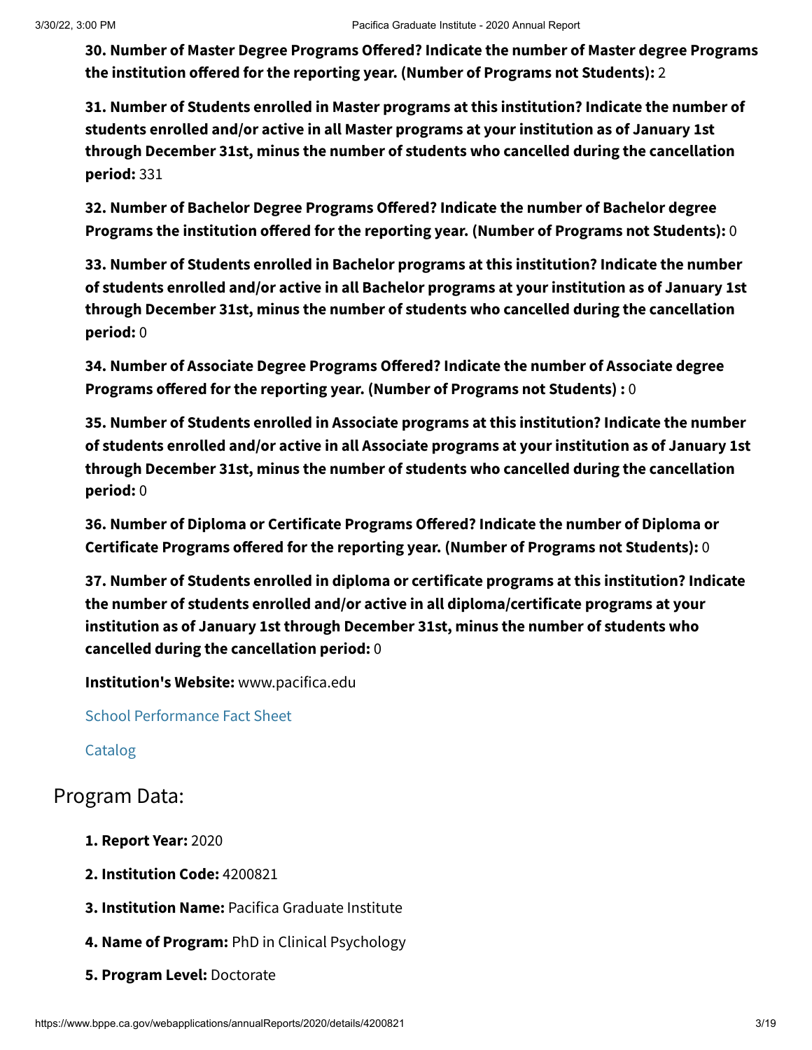**30. Number of Master Degree Programs Offered? Indicate the number of Master degree Programs the institution offered for the reporting year. (Number of Programs not Students):** 2

**31. Number of Students enrolled in Master programs at this institution? Indicate the number of students enrolled and/or active in all Master programs at your institution as of January 1st through December 31st, minus the number of students who cancelled during the cancellation period:** 331

**32. Number of Bachelor Degree Programs Offered? Indicate the number of Bachelor degree Programs the institution offered for the reporting year. (Number of Programs not Students):** 0

**33. Number of Students enrolled in Bachelor programs at this institution? Indicate the number of students enrolled and/or active in all Bachelor programs at your institution as of January 1st through December 31st, minus the number of students who cancelled during the cancellation period:** 0

**34. Number of Associate Degree Programs Offered? Indicate the number of Associate degree Programs offered for the reporting year. (Number of Programs not Students) :** 0

**35. Number of Students enrolled in Associate programs at this institution? Indicate the number of students enrolled and/or active in all Associate programs at your institution as of January 1st through December 31st, minus the number of students who cancelled during the cancellation period:** 0

**36. Number of Diploma or Certificate Programs Offered? Indicate the number of Diploma or Certificate Programs offered for the reporting year. (Number of Programs not Students):** 0

**37. Number of Students enrolled in diploma or certificate programs at this institution? Indicate the number of students enrolled and/or active in all diploma/certificate programs at your institution as of January 1st through December 31st, minus the number of students who cancelled during the cancellation period:** 0

**Institution's Website:** www.pacifica.edu

School Performance Fact Sheet

Catalog

## Program Data:

**1. Report Year:** 2020

**2. Institution Code:** 4200821

**3. Institution Name:** Pacifica Graduate Institute

**4. Name of Program:** PhD in Clinical Psychology

**5. Program Level:** Doctorate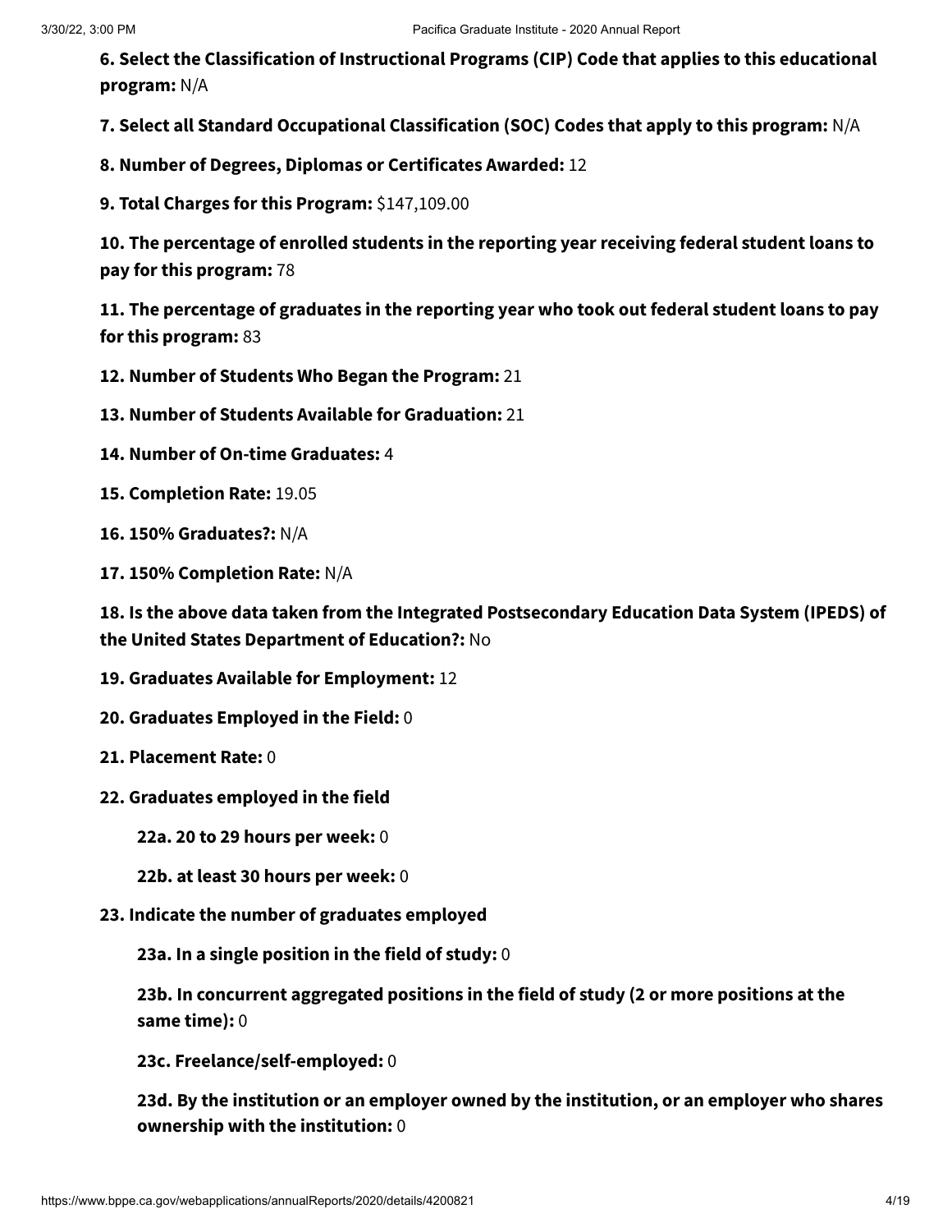**6. Select the Classification of Instructional Programs (CIP) Code that applies to this educational program:** N/A

**7. Select all Standard Occupational Classification (SOC) Codes that apply to this program:** N/A

**8. Number of Degrees, Diplomas or Certificates Awarded:** 12

**9. Total Charges for this Program:** $147,109.00

**10. The percentage of enrolled students in the reporting year receiving federal student loans to pay for this program:** 78

**11. The percentage of graduates in the reporting year who took out federal student loans to pay for this program:** 83

**12. Number of Students Who Began the Program:** 21

**13. Number of Students Available for Graduation:** 21

**14. Number of On-time Graduates:** 4

**15. Completion Rate:** 19.05

**16. 150% Graduates?:** N/A

**17. 150% Completion Rate:** N/A

**18. Is the above data taken from the Integrated Postsecondary Education Data System (IPEDS) of the United States Department of Education?:** No

**19. Graduates Available for Employment:** 12

**20. Graduates Employed in the Field:** 0

**21. Placement Rate:** 0

**22. Graduates employed in the field**

- **22a. 20 to 29 hours per week:** 0
- **22b. at least 30 hours per week:** 0

**23. Indicate the number of graduates employed**

- **23a. In a single position in the field of study:** 0
- **23b. In concurrent aggregated positions in the field of study (2 or more positions at the same time):** 0
- **23c. Freelance/self-employed:** 0
- **23d. By the institution or an employer owned by the institution, or an employer who shares ownership with the institution:** 0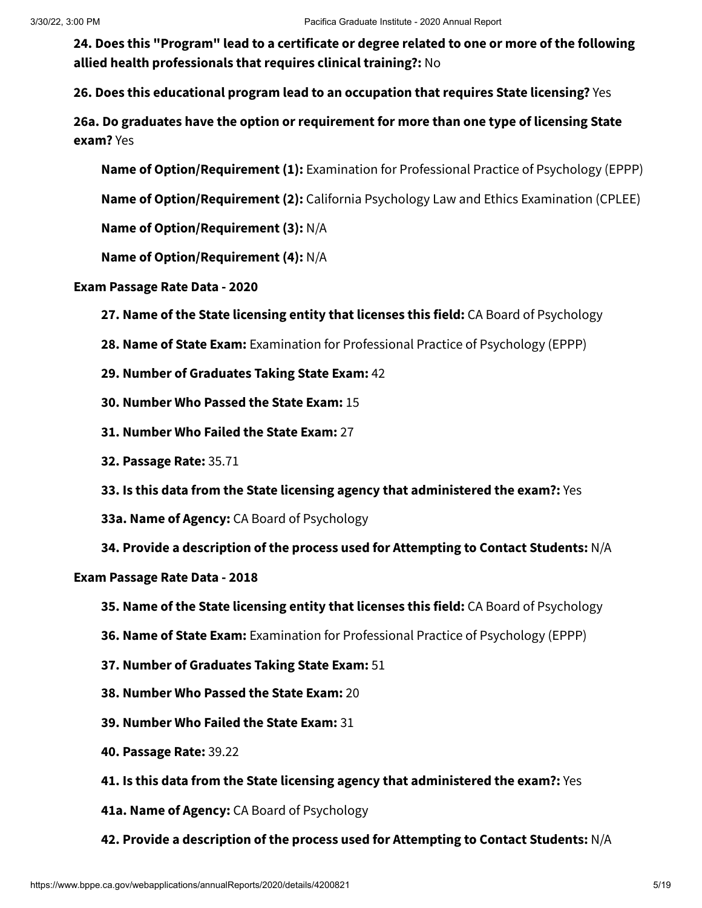**24. Does this "Program" lead to a certificate or degree related to one or more of the following allied health professionals that requires clinical training?:** No

**26. Does this educational program lead to an occupation that requires State licensing?** Yes

**26a. Do graduates have the option or requirement for more than one type of licensing State exam?** Yes

**Name of Option/Requirement (1):** Examination for Professional Practice of Psychology (EPPP)

**Name of Option/Requirement (2):** California Psychology Law and Ethics Examination (CPLEE)

**Name of Option/Requirement (3):** N/A

**Name of Option/Requirement (4):** N/A

**Exam Passage Rate Data - 2020**

**27. Name of the State licensing entity that licenses this field:** CA Board of Psychology

**28. Name of State Exam:** Examination for Professional Practice of Psychology (EPPP)

**29. Number of Graduates Taking State Exam:** 42

**30. Number Who Passed the State Exam:** 15

**31. Number Who Failed the State Exam:** 27

**32. Passage Rate:** 35.71

**33. Is this data from the State licensing agency that administered the exam?:** Yes

**33a. Name of Agency:** CA Board of Psychology

**34. Provide a description of the process used for Attempting to Contact Students:** N/A

**Exam Passage Rate Data - 2018**

**35. Name of the State licensing entity that licenses this field:** CA Board of Psychology

**36. Name of State Exam:** Examination for Professional Practice of Psychology (EPPP)

**37. Number of Graduates Taking State Exam:** 51

**38. Number Who Passed the State Exam:** 20

**39. Number Who Failed the State Exam:** 31

**40. Passage Rate:** 39.22

**41. Is this data from the State licensing agency that administered the exam?:** Yes

**41a. Name of Agency:** CA Board of Psychology

**42. Provide a description of the process used for Attempting to Contact Students:** N/A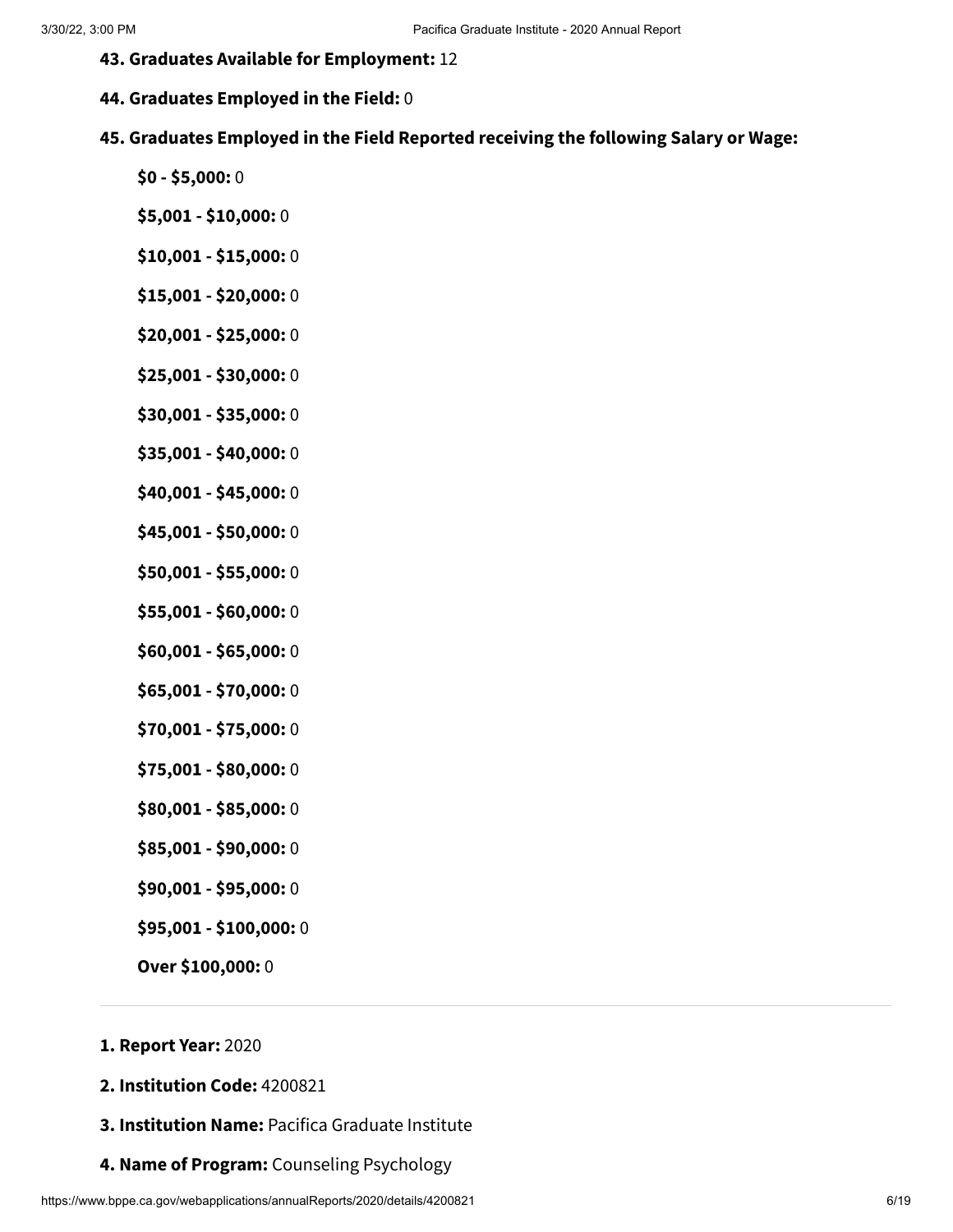**43. Graduates Available for Employment:** 12

**44. Graduates Employed in the Field:** 0

**45. Graduates Employed in the Field Reported receiving the following Salary or Wage:**

- **$0 - $5,000:** 0
- **$5,001 - $10,000:** 0
- **$10,001 - $15,000:** 0
- **$15,001 - $20,000:** 0
- **$20,001 - $25,000:** 0
- **$25,001 - $30,000:** 0
- **$30,001 - $35,000:** 0
- **$35,001 - $40,000:** 0
- **$40,001 - $45,000:** 0
- **$45,001 - $50,000:** 0
- **$50,001 - $55,000:** 0
- **$55,001 - $60,000:** 0
- **$60,001 - $65,000:** 0
- **$65,001 - $70,000:** 0
- **$70,001 - $75,000:** 0
- **$75,001 - $80,000:** 0
- **$80,001 - $85,000:** 0
- **$85,001 - $90,000:** 0
- **$90,001 - $95,000:** 0
- **$95,001 - $100,000:** 0
- **Over $100,000:** 0

---

**1. Report Year:** 2020

**2. Institution Code:** 4200821

**3. Institution Name:** Pacifica Graduate Institute

**4. Name of Program:** Counseling Psychology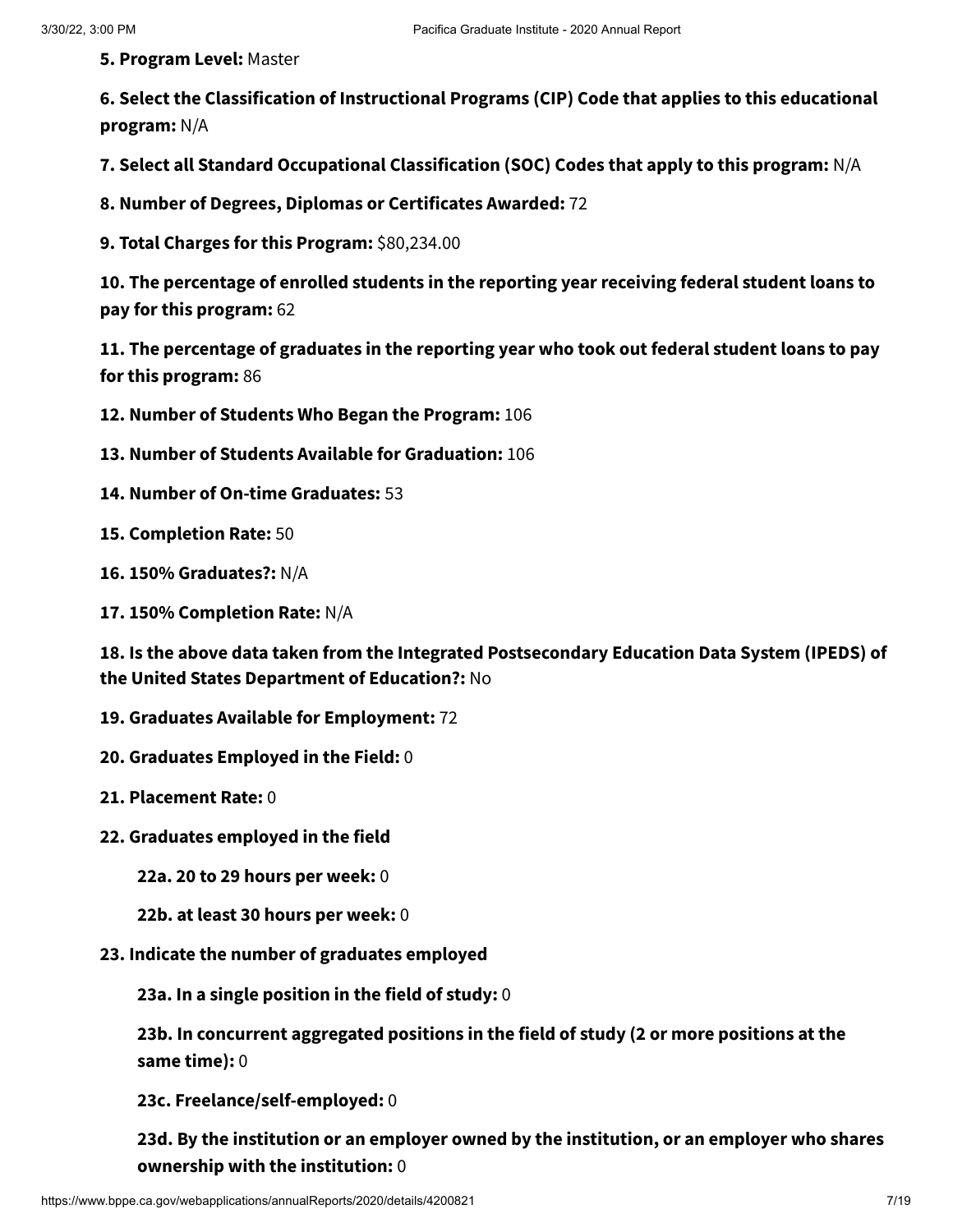**5. Program Level:** Master

**6. Select the Classification of Instructional Programs (CIP) Code that applies to this educational program:** N/A

**7. Select all Standard Occupational Classification (SOC) Codes that apply to this program:** N/A

**8. Number of Degrees, Diplomas or Certificates Awarded:** 72

**9. Total Charges for this Program:** $80,234.00

**10. The percentage of enrolled students in the reporting year receiving federal student loans to pay for this program:** 62

**11. The percentage of graduates in the reporting year who took out federal student loans to pay for this program:** 86

**12. Number of Students Who Began the Program:** 106

**13. Number of Students Available for Graduation:** 106

**14. Number of On-time Graduates:** 53

**15. Completion Rate:** 50

**16. 150% Graduates?:** N/A

**17. 150% Completion Rate:** N/A

**18. Is the above data taken from the Integrated Postsecondary Education Data System (IPEDS) of the United States Department of Education?:** No

**19. Graduates Available for Employment:** 72

**20. Graduates Employed in the Field:** 0

**21. Placement Rate:** 0

**22. Graduates employed in the field**

- **22a. 20 to 29 hours per week:** 0
- **22b. at least 30 hours per week:** 0

**23. Indicate the number of graduates employed**

- **23a. In a single position in the field of study:** 0
- **23b. In concurrent aggregated positions in the field of study (2 or more positions at the same time):** 0
- **23c. Freelance/self-employed:** 0
- **23d. By the institution or an employer owned by the institution, or an employer who shares ownership with the institution:** 0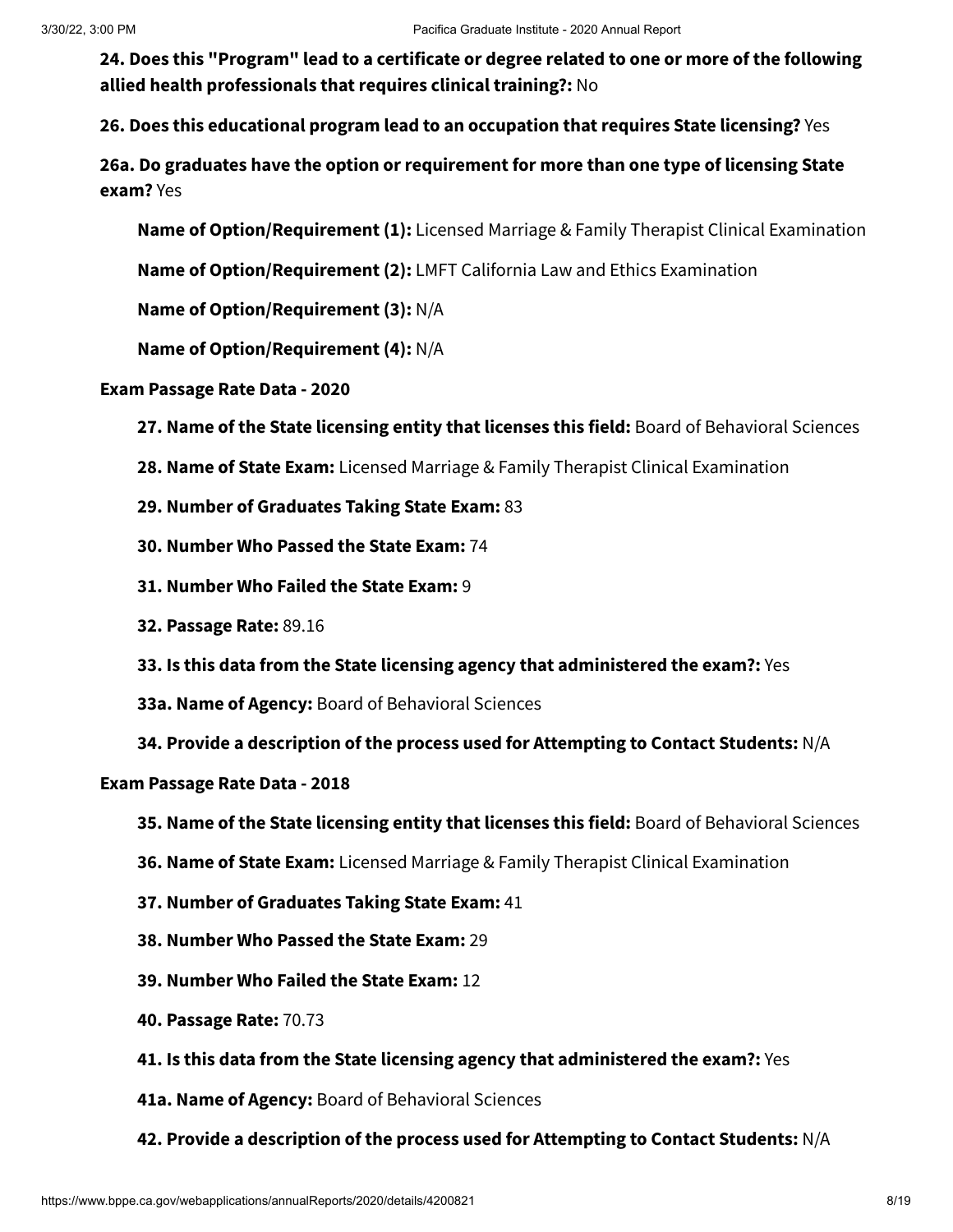**24. Does this "Program" lead to a certificate or degree related to one or more of the following allied health professionals that requires clinical training?:** No

**26. Does this educational program lead to an occupation that requires State licensing?** Yes

**26a. Do graduates have the option or requirement for more than one type of licensing State exam?** Yes

**Name of Option/Requirement (1):** Licensed Marriage & Family Therapist Clinical Examination

**Name of Option/Requirement (2):** LMFT California Law and Ethics Examination

**Name of Option/Requirement (3):** N/A

**Name of Option/Requirement (4):** N/A

**Exam Passage Rate Data - 2020**

**27. Name of the State licensing entity that licenses this field:** Board of Behavioral Sciences

**28. Name of State Exam:** Licensed Marriage & Family Therapist Clinical Examination

**29. Number of Graduates Taking State Exam:** 83

**30. Number Who Passed the State Exam:** 74

**31. Number Who Failed the State Exam:** 9

**32. Passage Rate:** 89.16

**33. Is this data from the State licensing agency that administered the exam?:** Yes

**33a. Name of Agency:** Board of Behavioral Sciences

**34. Provide a description of the process used for Attempting to Contact Students:** N/A

**Exam Passage Rate Data - 2018**

**35. Name of the State licensing entity that licenses this field:** Board of Behavioral Sciences

**36. Name of State Exam:** Licensed Marriage & Family Therapist Clinical Examination

**37. Number of Graduates Taking State Exam:** 41

**38. Number Who Passed the State Exam:** 29

**39. Number Who Failed the State Exam:** 12

**40. Passage Rate:** 70.73

**41. Is this data from the State licensing agency that administered the exam?:** Yes

**41a. Name of Agency:** Board of Behavioral Sciences

**42. Provide a description of the process used for Attempting to Contact Students:** N/A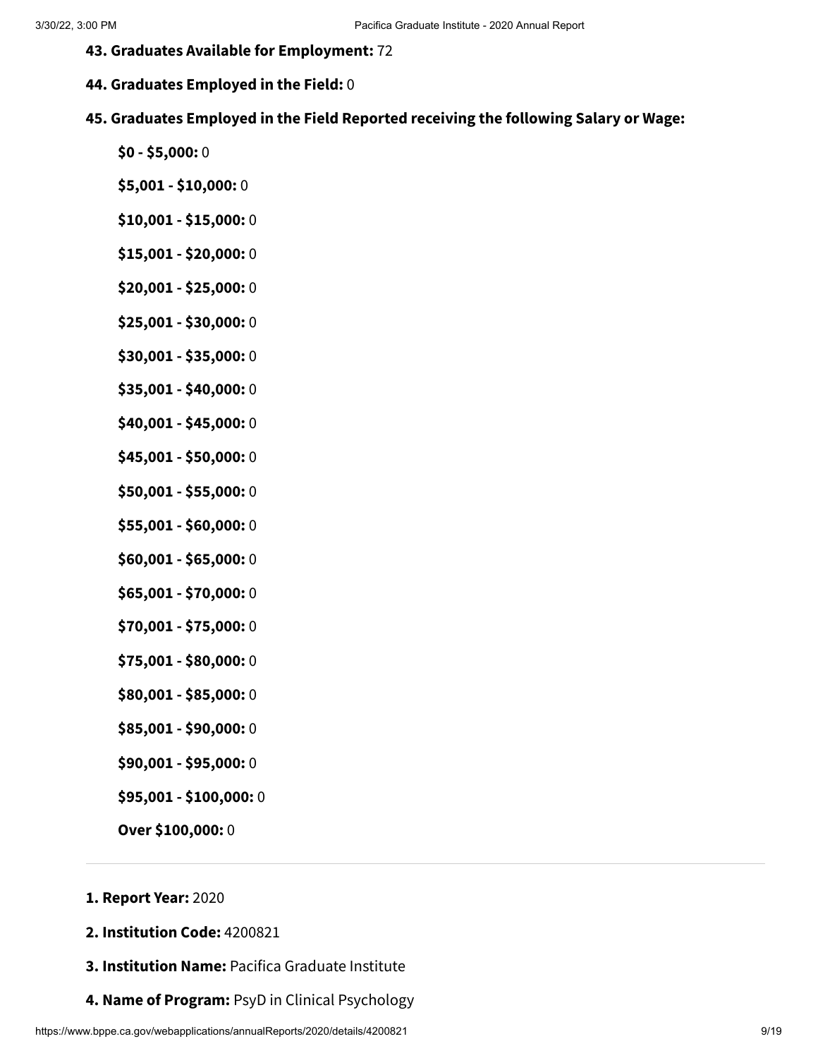**43. Graduates Available for Employment:** 72

**44. Graduates Employed in the Field:** 0

**45. Graduates Employed in the Field Reported receiving the following Salary or Wage:**

- **$0 - $5,000:** 0
- **$5,001 - $10,000:** 0
- **$10,001 - $15,000:** 0
- **$15,001 - $20,000:** 0
- **$20,001 - $25,000:** 0
- **$25,001 - $30,000:** 0
- **$30,001 - $35,000:** 0
- **$35,001 - $40,000:** 0
- **$40,001 - $45,000:** 0
- **$45,001 - $50,000:** 0
- **$50,001 - $55,000:** 0
- **$55,001 - $60,000:** 0
- **$60,001 - $65,000:** 0
- **$65,001 - $70,000:** 0
- **$70,001 - $75,000:** 0
- **$75,001 - $80,000:** 0
- **$80,001 - $85,000:** 0
- **$85,001 - $90,000:** 0
- **$90,001 - $95,000:** 0
- **$95,001 - $100,000:** 0
- **Over $100,000:** 0

---

**1. Report Year:** 2020

**2. Institution Code:** 4200821

**3. Institution Name:** Pacifica Graduate Institute

**4. Name of Program:** PsyD in Clinical Psychology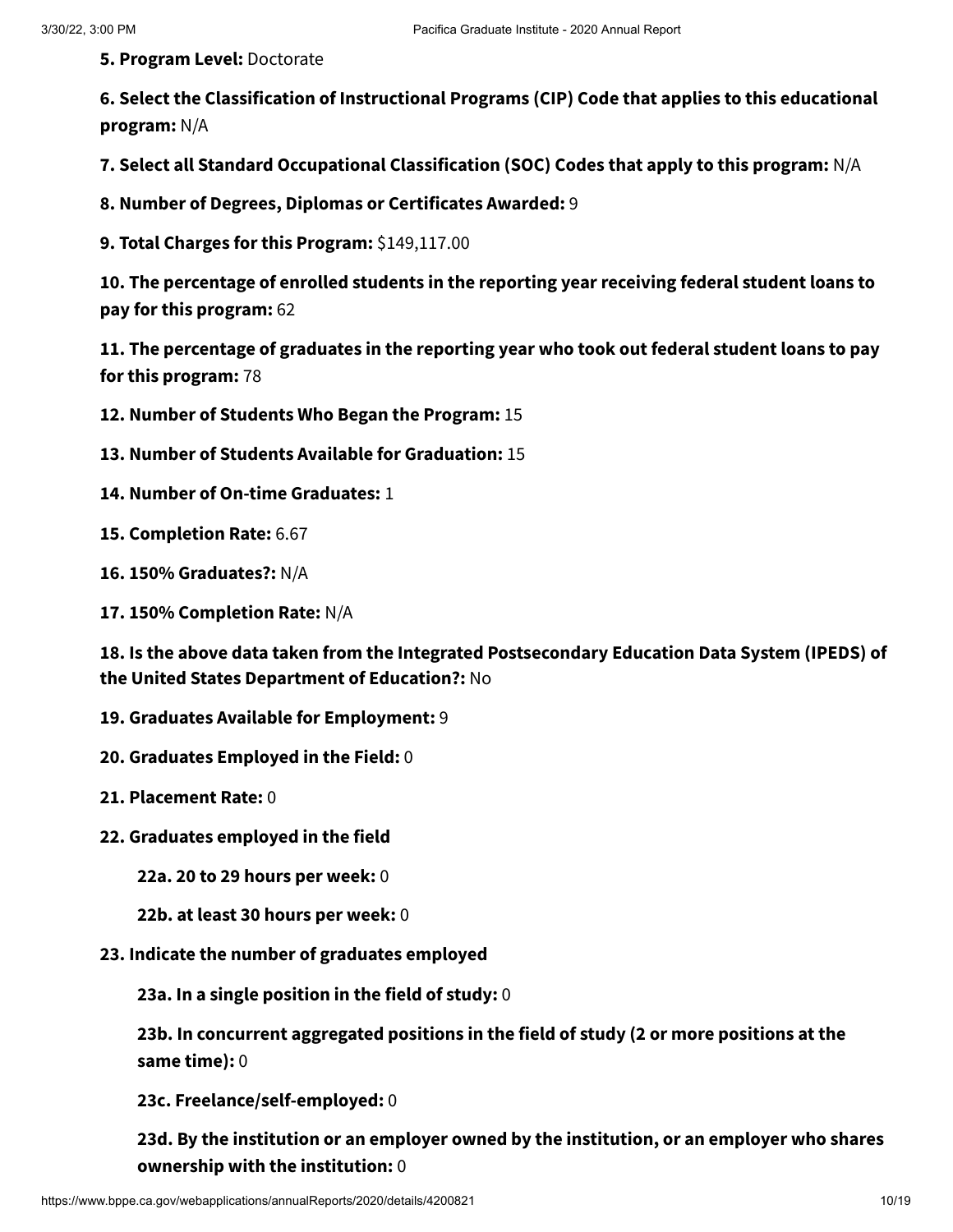**5. Program Level:** Doctorate

**6. Select the Classification of Instructional Programs (CIP) Code that applies to this educational program:** N/A

**7. Select all Standard Occupational Classification (SOC) Codes that apply to this program:** N/A

**8. Number of Degrees, Diplomas or Certificates Awarded:** 9

**9. Total Charges for this Program:** $149,117.00

**10. The percentage of enrolled students in the reporting year receiving federal student loans to pay for this program:** 62

**11. The percentage of graduates in the reporting year who took out federal student loans to pay for this program:** 78

**12. Number of Students Who Began the Program:** 15

**13. Number of Students Available for Graduation:** 15

**14. Number of On-time Graduates:** 1

**15. Completion Rate:** 6.67

**16. 150% Graduates?:** N/A

**17. 150% Completion Rate:** N/A

**18. Is the above data taken from the Integrated Postsecondary Education Data System (IPEDS) of the United States Department of Education?:** No

**19. Graduates Available for Employment:** 9

**20. Graduates Employed in the Field:** 0

**21. Placement Rate:** 0

**22. Graduates employed in the field**

- **22a. 20 to 29 hours per week:** 0
- **22b. at least 30 hours per week:** 0

**23. Indicate the number of graduates employed**

- **23a. In a single position in the field of study:** 0
- **23b. In concurrent aggregated positions in the field of study (2 or more positions at the same time):** 0
- **23c. Freelance/self-employed:** 0
- **23d. By the institution or an employer owned by the institution, or an employer who shares ownership with the institution:** 0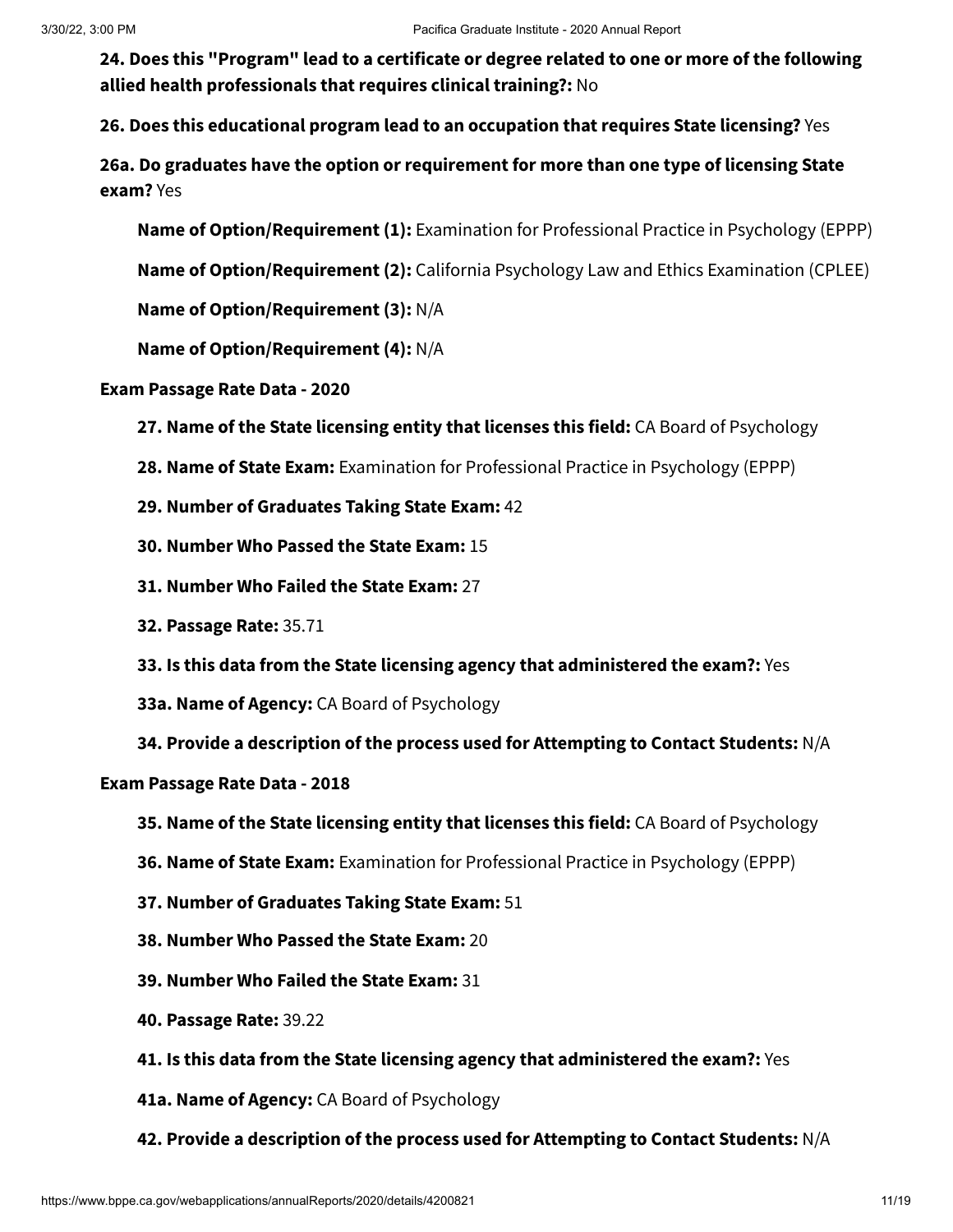**24. Does this "Program" lead to a certificate or degree related to one or more of the following allied health professionals that requires clinical training?:** No

**26. Does this educational program lead to an occupation that requires State licensing?** Yes

**26a. Do graduates have the option or requirement for more than one type of licensing State exam?** Yes

**Name of Option/Requirement (1):** Examination for Professional Practice in Psychology (EPPP)

**Name of Option/Requirement (2):** California Psychology Law and Ethics Examination (CPLEE)

**Name of Option/Requirement (3):** N/A

**Name of Option/Requirement (4):** N/A

**Exam Passage Rate Data - 2020**

**27. Name of the State licensing entity that licenses this field:** CA Board of Psychology

**28. Name of State Exam:** Examination for Professional Practice in Psychology (EPPP)

**29. Number of Graduates Taking State Exam:** 42

**30. Number Who Passed the State Exam:** 15

**31. Number Who Failed the State Exam:** 27

**32. Passage Rate:** 35.71

**33. Is this data from the State licensing agency that administered the exam?:** Yes

**33a. Name of Agency:** CA Board of Psychology

**34. Provide a description of the process used for Attempting to Contact Students:** N/A

**Exam Passage Rate Data - 2018**

**35. Name of the State licensing entity that licenses this field:** CA Board of Psychology

**36. Name of State Exam:** Examination for Professional Practice in Psychology (EPPP)

**37. Number of Graduates Taking State Exam:** 51

**38. Number Who Passed the State Exam:** 20

**39. Number Who Failed the State Exam:** 31

**40. Passage Rate:** 39.22

**41. Is this data from the State licensing agency that administered the exam?:** Yes

**41a. Name of Agency:** CA Board of Psychology

**42. Provide a description of the process used for Attempting to Contact Students:** N/A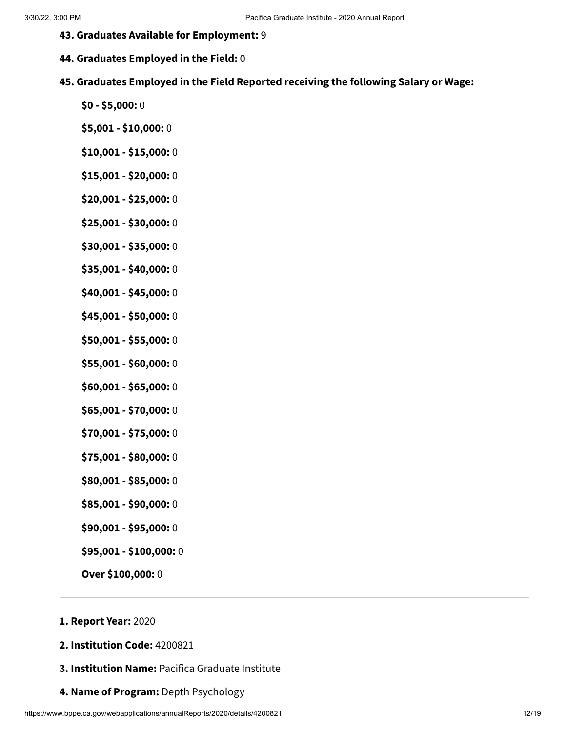**43. Graduates Available for Employment:** 9

**44. Graduates Employed in the Field:** 0

**45. Graduates Employed in the Field Reported receiving the following Salary or Wage:**

- **$0 - $5,000:** 0
- **$5,001 - $10,000:** 0
- **$10,001 - $15,000:** 0
- **$15,001 - $20,000:** 0
- **$20,001 - $25,000:** 0
- **$25,001 - $30,000:** 0
- **$30,001 - $35,000:** 0
- **$35,001 - $40,000:** 0
- **$40,001 - $45,000:** 0
- **$45,001 - $50,000:** 0
- **$50,001 - $55,000:** 0
- **$55,001 - $60,000:** 0
- **$60,001 - $65,000:** 0
- **$65,001 - $70,000:** 0
- **$70,001 - $75,000:** 0
- **$75,001 - $80,000:** 0
- **$80,001 - $85,000:** 0
- **$85,001 - $90,000:** 0
- **$90,001 - $95,000:** 0
- **$95,001 - $100,000:** 0
- **Over $100,000:** 0

---

**1. Report Year:** 2020

**2. Institution Code:** 4200821

**3. Institution Name:** Pacifica Graduate Institute

**4. Name of Program:** Depth Psychology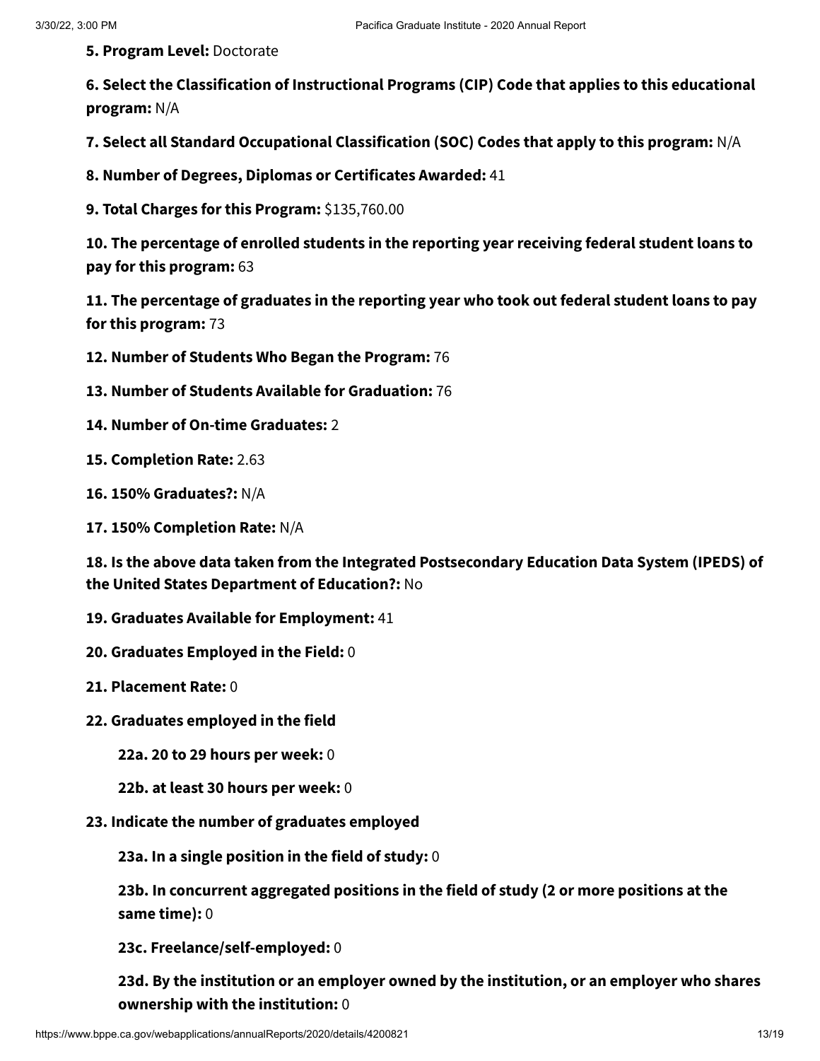**5. Program Level:** Doctorate

**6. Select the Classification of Instructional Programs (CIP) Code that applies to this educational program:** N/A

**7. Select all Standard Occupational Classification (SOC) Codes that apply to this program:** N/A

**8. Number of Degrees, Diplomas or Certificates Awarded:** 41

**9. Total Charges for this Program:** $135,760.00

**10. The percentage of enrolled students in the reporting year receiving federal student loans to pay for this program:** 63

**11. The percentage of graduates in the reporting year who took out federal student loans to pay for this program:** 73

**12. Number of Students Who Began the Program:** 76

**13. Number of Students Available for Graduation:** 76

**14. Number of On-time Graduates:** 2

**15. Completion Rate:** 2.63

**16. 150% Graduates?:** N/A

**17. 150% Completion Rate:** N/A

**18. Is the above data taken from the Integrated Postsecondary Education Data System (IPEDS) of the United States Department of Education?:** No

**19. Graduates Available for Employment:** 41

**20. Graduates Employed in the Field:** 0

**21. Placement Rate:** 0

**22. Graduates employed in the field**

- **22a. 20 to 29 hours per week:** 0
- **22b. at least 30 hours per week:** 0

**23. Indicate the number of graduates employed**

- **23a. In a single position in the field of study:** 0
- **23b. In concurrent aggregated positions in the field of study (2 or more positions at the same time):** 0
- **23c. Freelance/self-employed:** 0
- **23d. By the institution or an employer owned by the institution, or an employer who shares ownership with the institution:** 0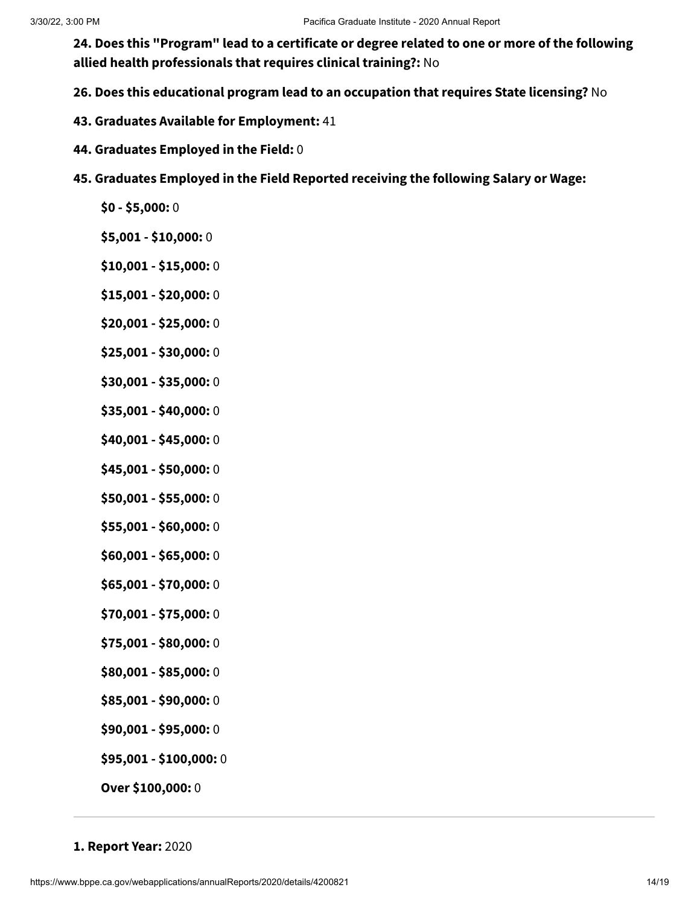**24. Does this "Program" lead to a certificate or degree related to one or more of the following allied health professionals that requires clinical training?:** No

**26. Does this educational program lead to an occupation that requires State licensing?** No

**43. Graduates Available for Employment:** 41

**44. Graduates Employed in the Field:** 0

**45. Graduates Employed in the Field Reported receiving the following Salary or Wage:**

**$0 - $5,000:** 0

**$5,001 - $10,000:** 0

**$10,001 - $15,000:** 0

**$15,001 - $20,000:** 0

**$20,001 - $25,000:** 0

**$25,001 - $30,000:** 0

**$30,001 - $35,000:** 0

**$35,001 - $40,000:** 0

**$40,001 - $45,000:** 0

**$45,001 - $50,000:** 0

**$50,001 - $55,000:** 0

**$55,001 - $60,000:** 0

**$60,001 - $65,000:** 0

**$65,001 - $70,000:** 0

**$70,001 - $75,000:** 0

**$75,001 - $80,000:** 0

**$80,001 - $85,000:** 0

**$85,001 - $90,000:** 0

**$90,001 - $95,000:** 0

**$95,001 - $100,000:** 0

**Over $100,000:** 0

---

**1. Report Year:** 2020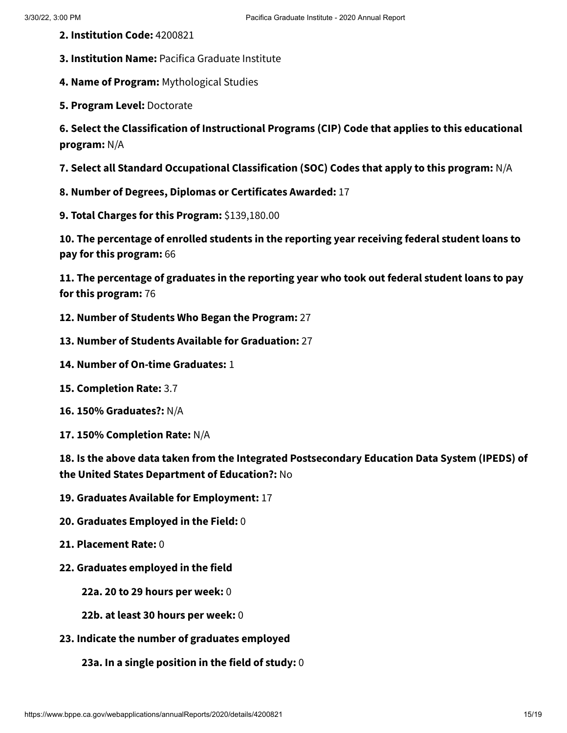**2. Institution Code:** 4200821

**3. Institution Name:** Pacifica Graduate Institute

**4. Name of Program:** Mythological Studies

**5. Program Level:** Doctorate

**6. Select the Classification of Instructional Programs (CIP) Code that applies to this educational program:** N/A

**7. Select all Standard Occupational Classification (SOC) Codes that apply to this program:** N/A

**8. Number of Degrees, Diplomas or Certificates Awarded:** 17

**9. Total Charges for this Program:** $139,180.00

**10. The percentage of enrolled students in the reporting year receiving federal student loans to pay for this program:** 66

**11. The percentage of graduates in the reporting year who took out federal student loans to pay for this program:** 76

**12. Number of Students Who Began the Program:** 27

**13. Number of Students Available for Graduation:** 27

**14. Number of On-time Graduates:** 1

**15. Completion Rate:** 3.7

**16. 150% Graduates?:** N/A

**17. 150% Completion Rate:** N/A

**18. Is the above data taken from the Integrated Postsecondary Education Data System (IPEDS) of the United States Department of Education?:** No

**19. Graduates Available for Employment:** 17

**20. Graduates Employed in the Field:** 0

**21. Placement Rate:** 0

**22. Graduates employed in the field**

- **22a. 20 to 29 hours per week:** 0
- **22b. at least 30 hours per week:** 0

**23. Indicate the number of graduates employed**

- **23a. In a single position in the field of study:** 0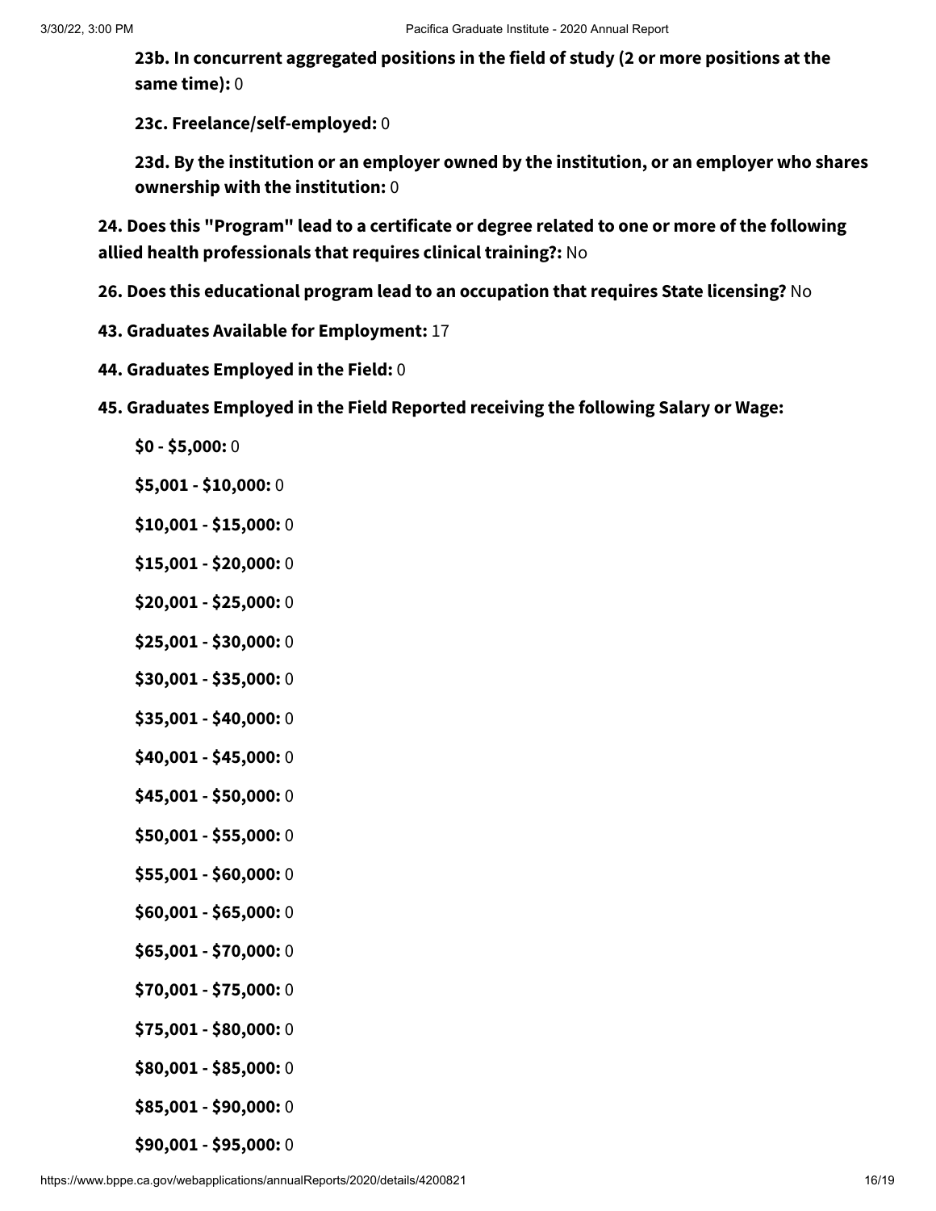**23b. In concurrent aggregated positions in the field of study (2 or more positions at the same time):** 0

**23c. Freelance/self-employed:** 0

**23d. By the institution or an employer owned by the institution, or an employer who shares ownership with the institution:** 0

**24. Does this "Program" lead to a certificate or degree related to one or more of the following allied health professionals that requires clinical training?:** No

**26. Does this educational program lead to an occupation that requires State licensing?** No

**43. Graduates Available for Employment:** 17

**44. Graduates Employed in the Field:** 0

**45. Graduates Employed in the Field Reported receiving the following Salary or Wage:**

**$0 - $5,000:** 0

**$5,001 - $10,000:** 0

**$10,001 - $15,000:** 0

**$15,001 - $20,000:** 0

**$20,001 - $25,000:** 0

**$25,001 - $30,000:** 0

**$30,001 - $35,000:** 0

**$35,001 - $40,000:** 0

**$40,001 - $45,000:** 0

**$45,001 - $50,000:** 0

**$50,001 - $55,000:** 0

**$55,001 - $60,000:** 0

**$60,001 - $65,000:** 0

**$65,001 - $70,000:** 0

**$70,001 - $75,000:** 0

**$75,001 - $80,000:** 0

**$80,001 - $85,000:** 0

**$85,001 - $90,000:** 0

**$90,001 - $95,000:** 0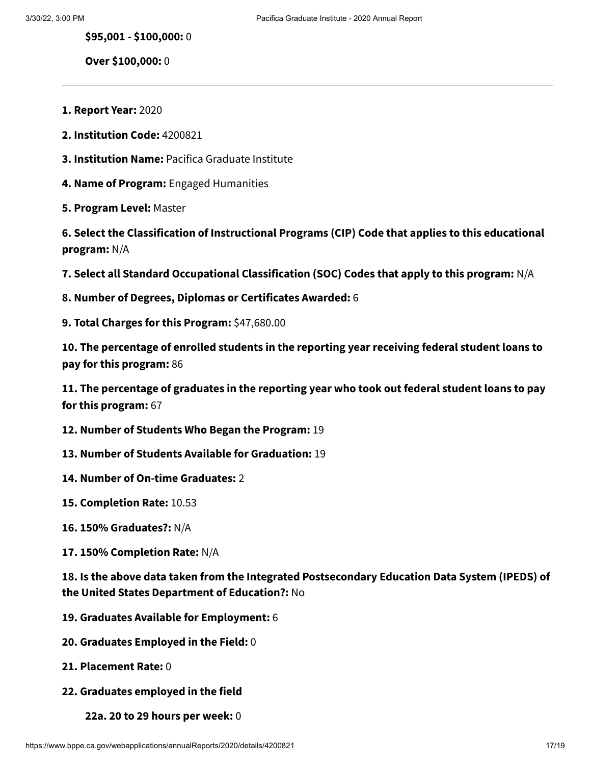**$95,001 - $100,000:** 0

**Over $100,000:** 0

---

**1. Report Year:** 2020

**2. Institution Code:** 4200821

**3. Institution Name:** Pacifica Graduate Institute

**4. Name of Program:** Engaged Humanities

**5. Program Level:** Master

**6. Select the Classification of Instructional Programs (CIP) Code that applies to this educational program:** N/A

**7. Select all Standard Occupational Classification (SOC) Codes that apply to this program:** N/A

**8. Number of Degrees, Diplomas or Certificates Awarded:** 6

**9. Total Charges for this Program:** $47,680.00

**10. The percentage of enrolled students in the reporting year receiving federal student loans to pay for this program:** 86

**11. The percentage of graduates in the reporting year who took out federal student loans to pay for this program:** 67

**12. Number of Students Who Began the Program:** 19

**13. Number of Students Available for Graduation:** 19

**14. Number of On-time Graduates:** 2

**15. Completion Rate:** 10.53

**16. 150% Graduates?:** N/A

**17. 150% Completion Rate:** N/A

**18. Is the above data taken from the Integrated Postsecondary Education Data System (IPEDS) of the United States Department of Education?:** No

**19. Graduates Available for Employment:** 6

**20. Graduates Employed in the Field:** 0

**21. Placement Rate:** 0

**22. Graduates employed in the field**

**22a. 20 to 29 hours per week:** 0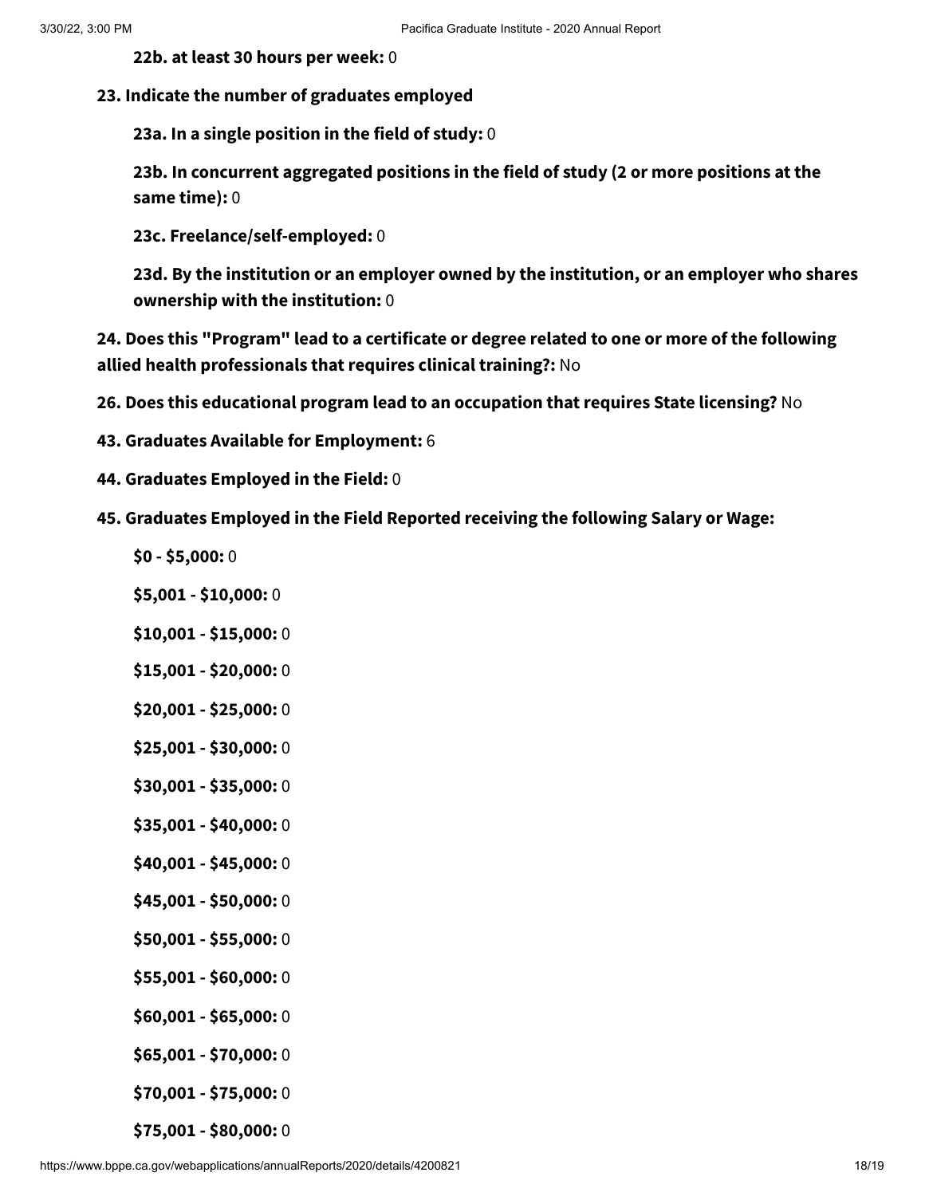**22b. at least 30 hours per week:** 0

**23. Indicate the number of graduates employed**

**23a. In a single position in the field of study:** 0

**23b. In concurrent aggregated positions in the field of study (2 or more positions at the same time):** 0

**23c. Freelance/self-employed:** 0

**23d. By the institution or an employer owned by the institution, or an employer who shares ownership with the institution:** 0

**24. Does this "Program" lead to a certificate or degree related to one or more of the following allied health professionals that requires clinical training?:** No

**26. Does this educational program lead to an occupation that requires State licensing?** No

**43. Graduates Available for Employment:** 6

**44. Graduates Employed in the Field:** 0

**45. Graduates Employed in the Field Reported receiving the following Salary or Wage:**

**$0 - $5,000:** 0

**$5,001 - $10,000:** 0

**$10,001 - $15,000:** 0

**$15,001 - $20,000:** 0

**$20,001 - $25,000:** 0

**$25,001 - $30,000:** 0

**$30,001 - $35,000:** 0

**$35,001 - $40,000:** 0

**$40,001 - $45,000:** 0

**$45,001 - $50,000:** 0

**$50,001 - $55,000:** 0

**$55,001 - $60,000:** 0

**$60,001 - $65,000:** 0

**$65,001 - $70,000:** 0

**$70,001 - $75,000:** 0

**$75,001 - $80,000:** 0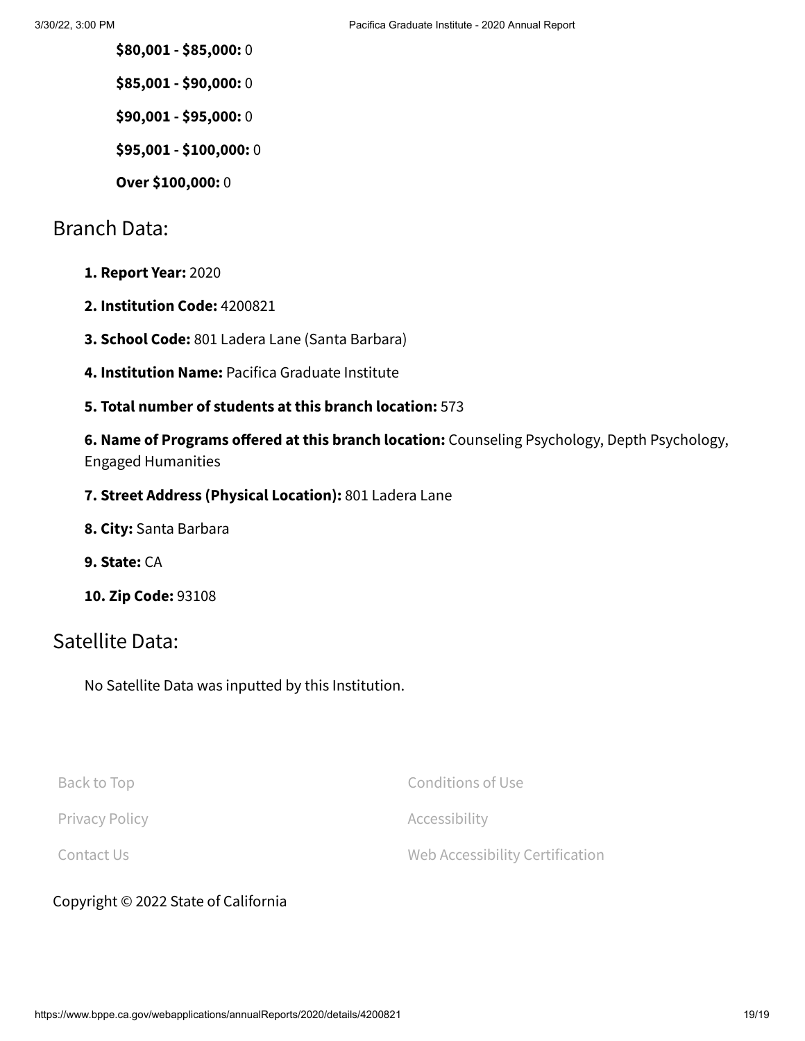**$80,001 - $85,000:** 0

**$85,001 - $90,000:** 0

**$90,001 - $95,000:** 0

**$95,001 - $100,000:** 0

**Over $100,000:** 0

## Branch Data:

**1. Report Year:** 2020

**2. Institution Code:** 4200821

**3. School Code:** 801 Ladera Lane (Santa Barbara)

**4. Institution Name:** Pacifica Graduate Institute

**5. Total number of students at this branch location:** 573

**6. Name of Programs offered at this branch location:** Counseling Psychology, Depth Psychology, Engaged Humanities

**7. Street Address (Physical Location):** 801 Ladera Lane

**8. City:** Santa Barbara

**9. State:** CA

**10. Zip Code:** 93108

## Satellite Data:

No Satellite Data was inputted by this Institution.

Back to Top

Conditions of Use

Privacy Policy

Accessibility

Contact Us

Web Accessibility Certification

Copyright © 2022 State of California